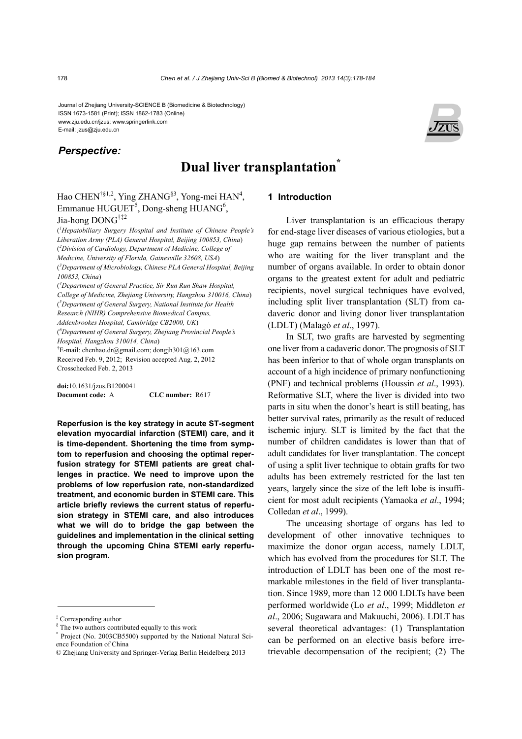Journal of Zhejiang University-SCIENCE B (Biomedicine & Biotechnology)
ISSN 1673-1581 (Print); ISSN 1862-1783 (Online)
www.zju.edu.cn/jzus; www.springerlink.com
E-mail: jzus@zju.edu.cn

***Perspective:***

# Dual liver transplantation*

Hao CHEN[†§1,2], Ying ZHANG[§3], Yong-mei HAN[4], Emmanue HUGUET[5], Dong-sheng HUANG[6], Jia-hong DONG[†‡2]

([1]*Hepatobiliary Surgery Hospital and Institute of Chinese People's Liberation Army (PLA) General Hospital, Beijing 100853, China*)
([2]*Division of Cardiology, Department of Medicine, College of Medicine, University of Florida, Gainesville 32608, USA*)
([3]*Department of Microbiology, Chinese PLA General Hospital, Beijing 100853, China*)
([4]*Department of General Practice, Sir Run Run Shaw Hospital, College of Medicine, Zhejiang University, Hangzhou 310016, China*)
([5]*Department of General Surgery, National Institute for Health Research (NIHR) Comprehensive Biomedical Campus, Addenbrookes Hospital, Cambridge CB2000, UK*)
([6]*Department of General Surgery, Zhejiang Provincial People's Hospital, Hangzhou 310014, China*)
[†]E-mail: chenhao.dr@gmail.com; dongjh301@163.com
Received Feb. 9, 2012; Revision accepted Aug. 2, 2012
Crosschecked Feb. 2, 2013

**doi:**10.1631/jzus.B1200041
**Document code:** A **CLC number:** R617

**Reperfusion is the key strategy in acute ST-segment elevation myocardial infarction (STEMI) care, and it is time-dependent. Shortening the time from symptom to reperfusion and choosing the optimal reperfusion strategy for STEMI patients are great challenges in practice. We need to improve upon the problems of low reperfusion rate, non-standardized treatment, and economic burden in STEMI care. This article briefly reviews the current status of reperfusion strategy in STEMI care, and also introduces what we will do to bridge the gap between the guidelines and implementation in the clinical setting through the upcoming China STEMI early reperfusion program.**

## 1 Introduction

Liver transplantation is an efficacious therapy for end-stage liver diseases of various etiologies, but a huge gap remains between the number of patients who are waiting for the liver transplant and the number of organs available. In order to obtain donor organs to the greatest extent for adult and pediatric recipients, novel surgical techniques have evolved, including split liver transplantation (SLT) from cadaveric donor and living donor liver transplantation (LDLT) (Malagó *et al*., 1997).

In SLT, two grafts are harvested by segmenting one liver from a cadaveric donor. The prognosis of SLT has been inferior to that of whole organ transplants on account of a high incidence of primary nonfunctioning (PNF) and technical problems (Houssin *et al*., 1993). Reformative SLT, where the liver is divided into two parts in situ when the donor's heart is still beating, has better survival rates, primarily as the result of reduced ischemic injury. SLT is limited by the fact that the number of children candidates is lower than that of adult candidates for liver transplantation. The concept of using a split liver technique to obtain grafts for two adults has been extremely restricted for the last ten years, largely since the size of the left lobe is insufficient for most adult recipients (Yamaoka *et al*., 1994; Colledan *et al*., 1999).

The unceasing shortage of organs has led to development of other innovative techniques to maximize the donor organ access, namely LDLT, which has evolved from the procedures for SLT. The introduction of LDLT has been one of the most remarkable milestones in the field of liver transplantation. Since 1989, more than 12 000 LDLTs have been performed worldwide (Lo *et al*., 1999; Middleton *et al*., 2006; Sugawara and Makuuchi, 2006). LDLT has several theoretical advantages: (1) Transplantation can be performed on an elective basis before irretrievable decompensation of the recipient; (2) The

---

‡ Corresponding author
§ The two authors contributed equally to this work
\* Project (No. 2003CB5500) supported by the National Natural Science Foundation of China
© Zhejiang University and Springer-Verlag Berlin Heidelberg 2013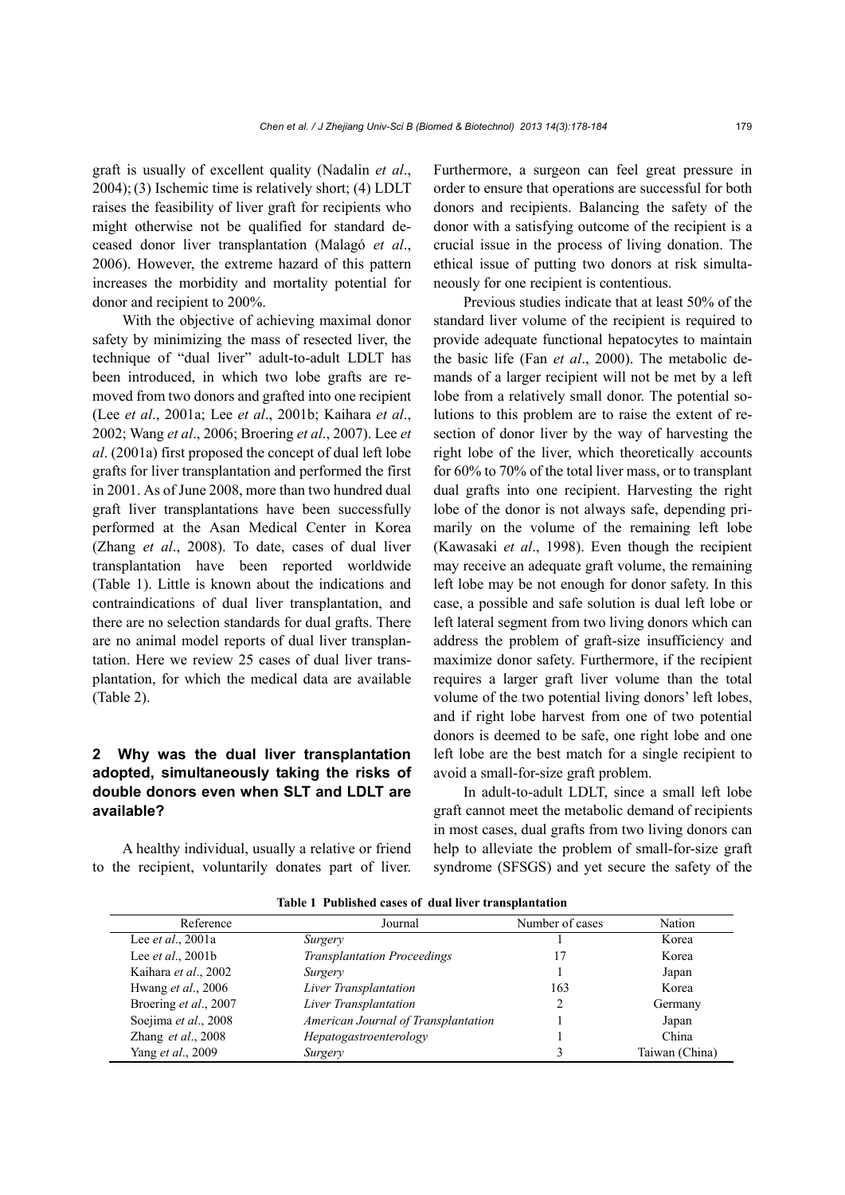graft is usually of excellent quality (Nadalin *et al*., 2004); (3) Ischemic time is relatively short; (4) LDLT raises the feasibility of liver graft for recipients who might otherwise not be qualified for standard deceased donor liver transplantation (Malagó *et al*., 2006). However, the extreme hazard of this pattern increases the morbidity and mortality potential for donor and recipient to 200%.

With the objective of achieving maximal donor safety by minimizing the mass of resected liver, the technique of "dual liver" adult-to-adult LDLT has been introduced, in which two lobe grafts are removed from two donors and grafted into one recipient (Lee *et al*., 2001a; Lee *et al*., 2001b; Kaihara *et al*., 2002; Wang *et al*., 2006; Broering *et al*., 2007). Lee *et al*. (2001a) first proposed the concept of dual left lobe grafts for liver transplantation and performed the first in 2001. As of June 2008, more than two hundred dual graft liver transplantations have been successfully performed at the Asan Medical Center in Korea (Zhang *et al*., 2008). To date, cases of dual liver transplantation have been reported worldwide (Table 1). Little is known about the indications and contraindications of dual liver transplantation, and there are no selection standards for dual grafts. There are no animal model reports of dual liver transplantation. Here we review 25 cases of dual liver transplantation, for which the medical data are available (Table 2).

## 2 Why was the dual liver transplantation adopted, simultaneously taking the risks of double donors even when SLT and LDLT are available?

A healthy individual, usually a relative or friend to the recipient, voluntarily donates part of liver. Furthermore, a surgeon can feel great pressure in order to ensure that operations are successful for both donors and recipients. Balancing the safety of the donor with a satisfying outcome of the recipient is a crucial issue in the process of living donation. The ethical issue of putting two donors at risk simultaneously for one recipient is contentious.

Previous studies indicate that at least 50% of the standard liver volume of the recipient is required to provide adequate functional hepatocytes to maintain the basic life (Fan *et al*., 2000). The metabolic demands of a larger recipient will not be met by a left lobe from a relatively small donor. The potential solutions to this problem are to raise the extent of resection of donor liver by the way of harvesting the right lobe of the liver, which theoretically accounts for 60% to 70% of the total liver mass, or to transplant dual grafts into one recipient. Harvesting the right lobe of the donor is not always safe, depending primarily on the volume of the remaining left lobe (Kawasaki *et al*., 1998). Even though the recipient may receive an adequate graft volume, the remaining left lobe may be not enough for donor safety. In this case, a possible and safe solution is dual left lobe or left lateral segment from two living donors which can address the problem of graft-size insufficiency and maximize donor safety. Furthermore, if the recipient requires a larger graft liver volume than the total volume of the two potential living donors' left lobes, and if right lobe harvest from one of two potential donors is deemed to be safe, one right lobe and one left lobe are the best match for a single recipient to avoid a small-for-size graft problem.

In adult-to-adult LDLT, since a small left lobe graft cannot meet the metabolic demand of recipients in most cases, dual grafts from two living donors can help to alleviate the problem of small-for-size graft syndrome (SFSGS) and yet secure the safety of the

**Table 1 Published cases of dual liver transplantation**

| Reference | Journal | Number of cases | Nation |
|---|---|---|---|
| Lee *et al*., 2001a | *Surgery* | 1 | Korea |
| Lee *et al*., 2001b | *Transplantation Proceedings* | 17 | Korea |
| Kaihara *et al*., 2002 | *Surgery* | 1 | Japan |
| Hwang *et al*., 2006 | *Liver Transplantation* | 163 | Korea |
| Broering *et al*., 2007 | *Liver Transplantation* | 2 | Germany |
| Soejima *et al*., 2008 | *American Journal of Transplantation* | 1 | Japan |
| Zhang *et al*., 2008 | *Hepatogastroenterology* | 1 | China |
| Yang *et al*., 2009 | *Surgery* | 3 | Taiwan (China) |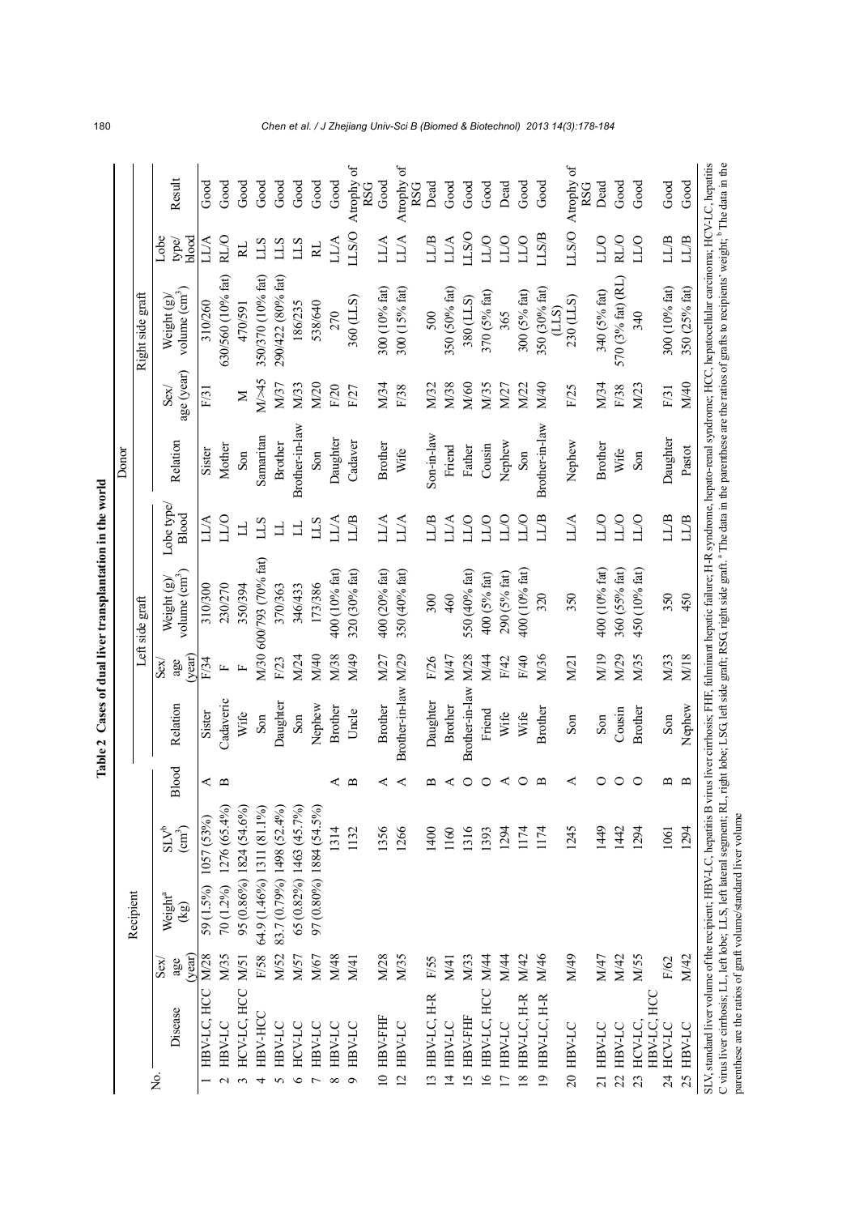**Table 2 Cases of dual liver transplantation in the world**

| No. | Recipient | | | | | Left side graft | | | | Donor | | | | | Result |
|---|---|---|---|---|---|---|---|---|---|---|---|---|---|---|---|
| | | | | | | | | | | Right side graft | | | | | |
| | Disease | Sex/age (year) | Weight[a] (kg) | SLV[b] ($cm^3$) | Blood | Relation | Sex/age (year) | Weight (g)/volume ($cm^3$) | Lobe type/Blood | Relation | Sex/age (year) | Weight (g)/volume ($cm^3$) | Lobe type/blood | | |
| 1 | HBV-LC, HCC | M/28 | 59 (1.5%) | 1057 (53%) | A | Sister | F/34 | 310/300 | LL/A | Sister | F/31 | 310/260 | LL/A | | Good |
| 2 | HBV-LC | M/35 | 70 (1.2%) | 1276 (65.4%) | B | Cadaveric | F | 230/270 | LL/O | Mother | | 630/560 (10% fat) | RL/O | | Good |
| 3 | HCV-LC, HCC | M/51 | 95 (0.86%) | 1824 (54.6%) | | Wife | F | 350/394 | LL | Son | M | 470/591 | RL | | Good |
| 4 | HBV-HCC | F/58 | 64.9 (1.46%) | 1311 (81.1%) | | Son | M/30 | 600/793 (70% fat) | LLS | Samaritan | M/>45 | 350/370 (10% fat) | LLS | | Good |
| 5 | HBV-LC | M/52 | 83.7 (0.79%) | 1498 (52.4%) | | Daughter | F/23 | 370/363 | LL | Brother | M/37 | 290/422 (80% fat) | LLS | | Good |
| 6 | HCV-LC | M/57 | 65 (0.82%) | 1463 (45.7%) | | Son | M/24 | 346/433 | LL | Brother-in-law | M/33 | 186/235 | LLS | | Good |
| 7 | HBV-LC | M/67 | 97 (0.80%) | 1884 (54.5%) | | Nephew | M/40 | 173/386 | LLS | Son | M/20 | 538/640 | RL | | Good |
| 8 | HBV-LC | M/48 | | 1314 | A | Brother | M/38 | 400 (10% fat) | LL/A | Daughter | F/20 | 270 | LL/A | | Good |
| 9 | HBV-LC | M/41 | | 1132 | B | Uncle | M/49 | 320 (30% fat) | LL/B | Cadaver | F/27 | 360 (LLS) | LLS/O | | Atrophy of RSG |
| 10 | HBV-FHF | M/28 | | 1356 | A | Brother | M/27 | 400 (20% fat) | LL/A | Brother | M/34 | 300 (10% fat) | LL/A | | Good |
| 12 | HBV-LC | M/35 | | 1266 | A | Brother-in-law | M/29 | 350 (40% fat) | LL/A | Wife | F/38 | 300 (15% fat) | LL/A | | Atrophy of RSG |
| 13 | HBV-LC, H-R | F/55 | | 1400 | B | Daughter | F/26 | 300 | LL/B | Son-in-law | M/32 | 500 | LL/B | | Dead |
| 14 | HBV-LC | M/41 | | 1160 | A | Brother | M/47 | 460 | LL/A | Friend | M/38 | 350 (50% fat) | LL/A | | Good |
| 15 | HBV-FHF | M/33 | | 1316 | O | Brother-in-law | M/28 | 550 (40% fat) | LL/O | Father | M/60 | 380 (LLS) | LLS/O | | Good |
| 16 | HBV-LC, HCC | M/44 | | 1393 | O | Friend | M/44 | 400 (5% fat) | LL/O | Cousin | M/35 | 370 (5% fat) | LL/O | | Good |
| 17 | HBV-LC | M/44 | | 1294 | A | Wife | F/42 | 290 (5% fat) | LL/O | Nephew | M/27 | 365 | LL/O | | Dead |
| 18 | HBV-LC, H-R | M/42 | | 1174 | O | Wife | F/40 | 400 (10% fat) | LL/O | Son | M/22 | 300 (5% fat) | LL/O | | Good |
| 19 | HBV-LC, H-R | M/46 | | 1174 | B | Brother | M/36 | 320 | LL/B | Brother-in-law | M/40 | 350 (30% fat) (LLS) | LLS/B | | Good |
| 20 | HBV-LC | M/49 | | 1245 | A | Son | M/21 | 350 | LL/A | Nephew | F/25 | 230 (LLS) | LLS/O | | Atrophy of RSG |
| 21 | HBV-LC | M/47 | | 1449 | O | Son | M/19 | 400 (10% fat) | LL/O | Brother | M/34 | 340 (5% fat) | LL/O | | Dead |
| 22 | HBV-LC | M/42 | | 1442 | O | Cousin | M/29 | 360 (55% fat) | LL/O | Wife | F/38 | 570 (3% fat) (RL) | RL/O | | Good |
| 23 | HCV-LC, HBV-LC, HCC | M/55 | | 1294 | O | Brother | M/35 | 450 (10% fat) | LL/O | Son | M/23 | 340 | LL/O | | Good |
| 24 | HCV-LC | F/62 | | 1061 | B | Son | M/33 | 350 | LL/B | Daughter | F/31 | 300 (10% fat) | LL/B | | Good |
| 25 | HBV-LC | M/42 | | 1294 | B | Nephew | M/18 | 450 | LL/B | Pastot | M/40 | 350 (25% fat) | LL/B | | Good |

SLV, standard liver volume of the recipient; HBV-LC, hepatitis B virus liver cirrhosis; FHF, fulminant hepatic failure; H-R syndrome, hepato-renal syndrome; HCC, hepatocellular carcinoma; HCV-LC, hepatitis C virus liver cirrhosis; LL, left lobe; LLS, left lateral segment; RL, right lobe; LSG, left side graft; RSG, right side graft. [a] The data in the parenthese are the ratios of grafts to recipients' weight; [b] The data in the parenthese are the ratios of graft volume/standard liver volume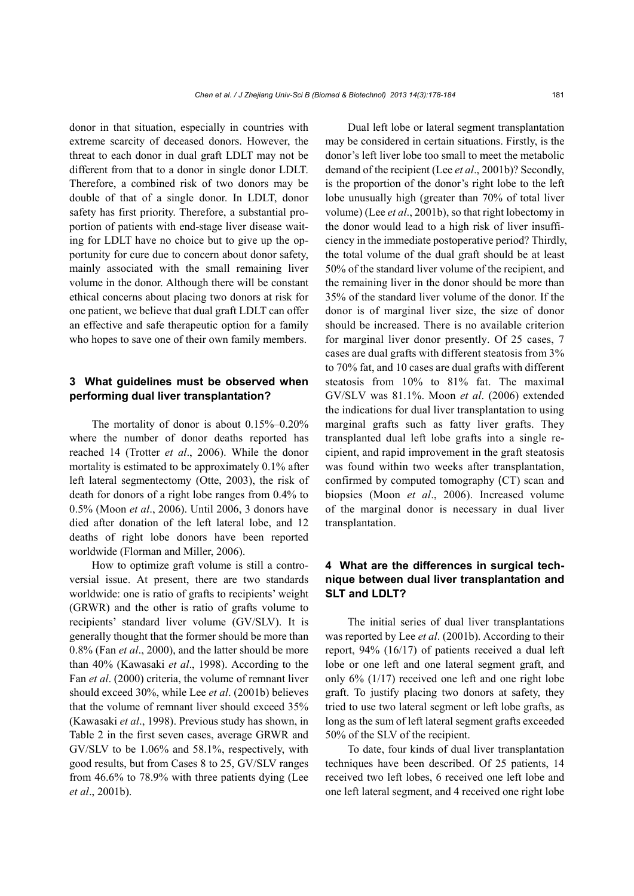donor in that situation, especially in countries with extreme scarcity of deceased donors. However, the threat to each donor in dual graft LDLT may not be different from that to a donor in single donor LDLT. Therefore, a combined risk of two donors may be double of that of a single donor. In LDLT, donor safety has first priority. Therefore, a substantial proportion of patients with end-stage liver disease waiting for LDLT have no choice but to give up the opportunity for cure due to concern about donor safety, mainly associated with the small remaining liver volume in the donor. Although there will be constant ethical concerns about placing two donors at risk for one patient, we believe that dual graft LDLT can offer an effective and safe therapeutic option for a family who hopes to save one of their own family members.

## 3 What guidelines must be observed when performing dual liver transplantation?

The mortality of donor is about 0.15%–0.20% where the number of donor deaths reported has reached 14 (Trotter *et al*., 2006). While the donor mortality is estimated to be approximately 0.1% after left lateral segmentectomy (Otte, 2003), the risk of death for donors of a right lobe ranges from 0.4% to 0.5% (Moon *et al*., 2006). Until 2006, 3 donors have died after donation of the left lateral lobe, and 12 deaths of right lobe donors have been reported worldwide (Florman and Miller, 2006).

How to optimize graft volume is still a controversial issue. At present, there are two standards worldwide: one is ratio of grafts to recipients' weight (GRWR) and the other is ratio of grafts volume to recipients' standard liver volume (GV/SLV). It is generally thought that the former should be more than 0.8% (Fan *et al*., 2000), and the latter should be more than 40% (Kawasaki *et al*., 1998). According to the Fan *et al*. (2000) criteria, the volume of remnant liver should exceed 30%, while Lee *et al*. (2001b) believes that the volume of remnant liver should exceed 35% (Kawasaki *et al*., 1998). Previous study has shown, in Table 2 in the first seven cases, average GRWR and GV/SLV to be 1.06% and 58.1%, respectively, with good results, but from Cases 8 to 25, GV/SLV ranges from 46.6% to 78.9% with three patients dying (Lee *et al*., 2001b).

Dual left lobe or lateral segment transplantation may be considered in certain situations. Firstly, is the donor's left liver lobe too small to meet the metabolic demand of the recipient (Lee *et al*., 2001b)? Secondly, is the proportion of the donor's right lobe to the left lobe unusually high (greater than 70% of total liver volume) (Lee *et al*., 2001b), so that right lobectomy in the donor would lead to a high risk of liver insufficiency in the immediate postoperative period? Thirdly, the total volume of the dual graft should be at least 50% of the standard liver volume of the recipient, and the remaining liver in the donor should be more than 35% of the standard liver volume of the donor. If the donor is of marginal liver size, the size of donor should be increased. There is no available criterion for marginal liver donor presently. Of 25 cases, 7 cases are dual grafts with different steatosis from 3% to 70% fat, and 10 cases are dual grafts with different steatosis from 10% to 81% fat. The maximal GV/SLV was 81.1%. Moon *et al*. (2006) extended the indications for dual liver transplantation to using marginal grafts such as fatty liver grafts. They transplanted dual left lobe grafts into a single recipient, and rapid improvement in the graft steatosis was found within two weeks after transplantation, confirmed by computed tomography (CT) scan and biopsies (Moon *et al*., 2006). Increased volume of the marginal donor is necessary in dual liver transplantation.

## 4 What are the differences in surgical technique between dual liver transplantation and SLT and LDLT?

The initial series of dual liver transplantations was reported by Lee *et al*. (2001b). According to their report, 94% (16/17) of patients received a dual left lobe or one left and one lateral segment graft, and only 6% (1/17) received one left and one right lobe graft. To justify placing two donors at safety, they tried to use two lateral segment or left lobe grafts, as long as the sum of left lateral segment grafts exceeded 50% of the SLV of the recipient.

To date, four kinds of dual liver transplantation techniques have been described. Of 25 patients, 14 received two left lobes, 6 received one left lobe and one left lateral segment, and 4 received one right lobe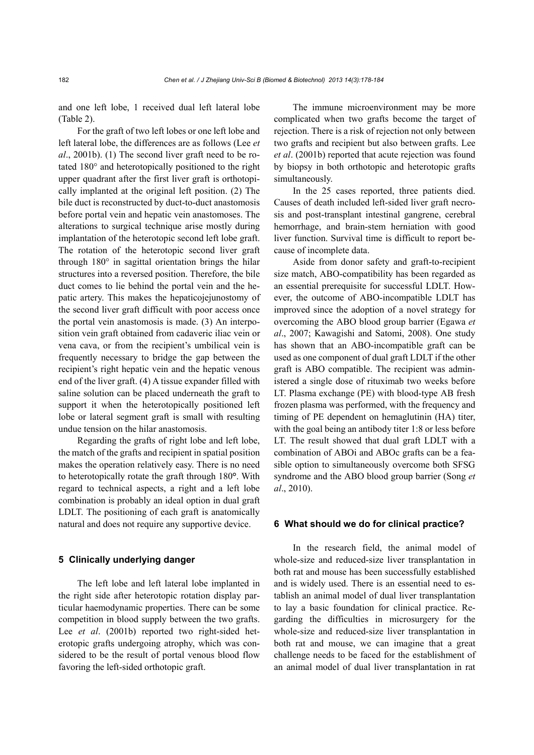and one left lobe, 1 received dual left lateral lobe (Table 2).

For the graft of two left lobes or one left lobe and left lateral lobe, the differences are as follows (Lee *et al*., 2001b). (1) The second liver graft need to be rotated 180° and heterotopically positioned to the right upper quadrant after the first liver graft is orthotopically implanted at the original left position. (2) The bile duct is reconstructed by duct-to-duct anastomosis before portal vein and hepatic vein anastomoses. The alterations to surgical technique arise mostly during implantation of the heterotopic second left lobe graft. The rotation of the heterotopic second liver graft through 180° in sagittal orientation brings the hilar structures into a reversed position. Therefore, the bile duct comes to lie behind the portal vein and the hepatic artery. This makes the hepaticojejunostomy of the second liver graft difficult with poor access once the portal vein anastomosis is made. (3) An interposition vein graft obtained from cadaveric iliac vein or vena cava, or from the recipient's umbilical vein is frequently necessary to bridge the gap between the recipient's right hepatic vein and the hepatic venous end of the liver graft. (4) A tissue expander filled with saline solution can be placed underneath the graft to support it when the heterotopically positioned left lobe or lateral segment graft is small with resulting undue tension on the hilar anastomosis.

Regarding the grafts of right lobe and left lobe, the match of the grafts and recipient in spatial position makes the operation relatively easy. There is no need to heterotopically rotate the graft through 180°. With regard to technical aspects, a right and a left lobe combination is probably an ideal option in dual graft LDLT. The positioning of each graft is anatomically natural and does not require any supportive device.

## 5 Clinically underlying danger

The left lobe and left lateral lobe implanted in the right side after heterotopic rotation display particular haemodynamic properties. There can be some competition in blood supply between the two grafts. Lee *et al*. (2001b) reported two right-sided heterotopic grafts undergoing atrophy, which was considered to be the result of portal venous blood flow favoring the left-sided orthotopic graft.

The immune microenvironment may be more complicated when two grafts become the target of rejection. There is a risk of rejection not only between two grafts and recipient but also between grafts. Lee *et al*. (2001b) reported that acute rejection was found by biopsy in both orthotopic and heterotopic grafts simultaneously.

In the 25 cases reported, three patients died. Causes of death included left-sided liver graft necrosis and post-transplant intestinal gangrene, cerebral hemorrhage, and brain-stem herniation with good liver function. Survival time is difficult to report because of incomplete data.

Aside from donor safety and graft-to-recipient size match, ABO-compatibility has been regarded as an essential prerequisite for successful LDLT. However, the outcome of ABO-incompatible LDLT has improved since the adoption of a novel strategy for overcoming the ABO blood group barrier (Egawa *et al*., 2007; Kawagishi and Satomi, 2008). One study has shown that an ABO-incompatible graft can be used as one component of dual graft LDLT if the other graft is ABO compatible. The recipient was administered a single dose of rituximab two weeks before LT. Plasma exchange (PE) with blood-type AB fresh frozen plasma was performed, with the frequency and timing of PE dependent on hemaglutinin (HA) titer, with the goal being an antibody titer 1:8 or less before LT. The result showed that dual graft LDLT with a combination of ABOi and ABOc grafts can be a feasible option to simultaneously overcome both SFSG syndrome and the ABO blood group barrier (Song *et al*., 2010).

## 6 What should we do for clinical practice?

In the research field, the animal model of whole-size and reduced-size liver transplantation in both rat and mouse has been successfully established and is widely used. There is an essential need to establish an animal model of dual liver transplantation to lay a basic foundation for clinical practice. Regarding the difficulties in microsurgery for the whole-size and reduced-size liver transplantation in both rat and mouse, we can imagine that a great challenge needs to be faced for the establishment of an animal model of dual liver transplantation in rat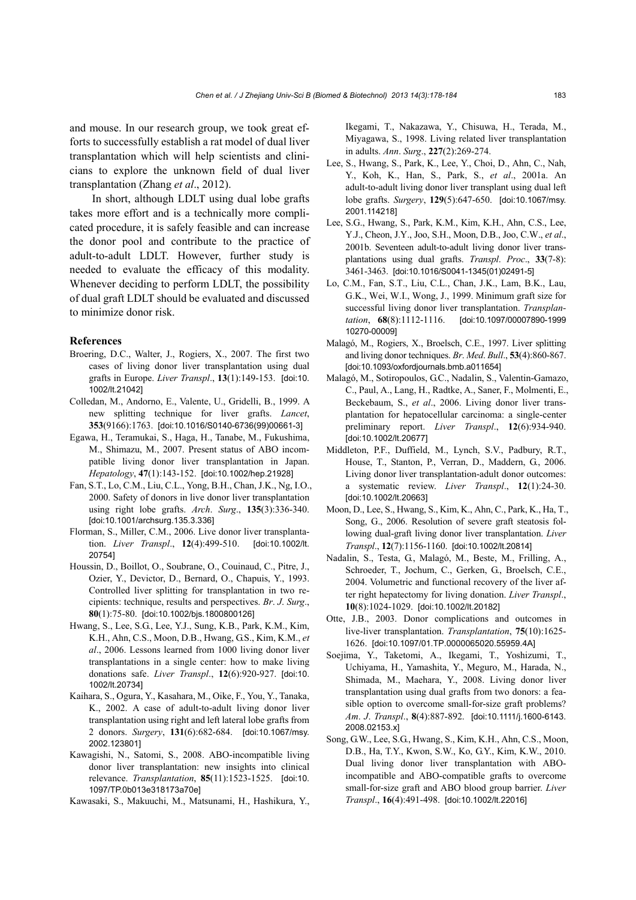and mouse. In our research group, we took great efforts to successfully establish a rat model of dual liver transplantation which will help scientists and clinicians to explore the unknown field of dual liver transplantation (Zhang *et al*., 2012).

In short, although LDLT using dual lobe grafts takes more effort and is a technically more complicated procedure, it is safely feasible and can increase the donor pool and contribute to the practice of adult-to-adult LDLT. However, further study is needed to evaluate the efficacy of this modality. Whenever deciding to perform LDLT, the possibility of dual graft LDLT should be evaluated and discussed to minimize donor risk.

## References

Broering, D.C., Walter, J., Rogiers, X., 2007. The first two cases of living donor liver transplantation using dual grafts in Europe. *Liver Transpl*., **13**(1):149-153. [doi:10.1002/lt.21042]

Colledan, M., Andorno, E., Valente, U., Gridelli, B., 1999. A new splitting technique for liver grafts. *Lancet*, **353**(9166):1763. [doi:10.1016/S0140-6736(99)00661-3]

Egawa, H., Teramukai, S., Haga, H., Tanabe, M., Fukushima, M., Shimazu, M., 2007. Present status of ABO incompatible living donor liver transplantation in Japan. *Hepatology*, **47**(1):143-152. [doi:10.1002/hep.21928]

Fan, S.T., Lo, C.M., Liu, C.L., Yong, B.H., Chan, J.K., Ng, I.O., 2000. Safety of donors in live donor liver transplantation using right lobe grafts. *Arch*. *Surg*., **135**(3):336-340. [doi:10.1001/archsurg.135.3.336]

Florman, S., Miller, C.M., 2006. Live donor liver transplantation. *Liver Transpl*., **12**(4):499-510. [doi:10.1002/lt.20754]

Houssin, D., Boillot, O., Soubrane, O., Couinaud, C., Pitre, J., Ozier, Y., Devictor, D., Bernard, O., Chapuis, Y., 1993. Controlled liver splitting for transplantation in two recipients: technique, results and perspectives. *Br*. *J*. *Surg*., **80**(1):75-80. [doi:10.1002/bjs.1800800126]

Hwang, S., Lee, S.G., Lee, Y.J., Sung, K.B., Park, K.M., Kim, K.H., Ahn, C.S., Moon, D.B., Hwang, G.S., Kim, K.M., *et al*., 2006. Lessons learned from 1000 living donor liver transplantations in a single center: how to make living donations safe. *Liver Transpl*., **12**(6):920-927. [doi:10.1002/lt.20734]

Kaihara, S., Ogura, Y., Kasahara, M., Oike, F., You, Y., Tanaka, K., 2002. A case of adult-to-adult living donor liver transplantation using right and left lateral lobe grafts from 2 donors. *Surgery*, **131**(6):682-684. [doi:10.1067/msy.2002.123801]

Kawagishi, N., Satomi, S., 2008. ABO-incompatible living donor liver transplantation: new insights into clinical relevance. *Transplantation*, **85**(11):1523-1525. [doi:10.1097/TP.0b013e318173a70e]

Kawasaki, S., Makuuchi, M., Matsunami, H., Hashikura, Y., Ikegami, T., Nakazawa, Y., Chisuwa, H., Terada, M., Miyagawa, S., 1998. Living related liver transplantation in adults. *Ann*. *Surg*., **227**(2):269-274.

Lee, S., Hwang, S., Park, K., Lee, Y., Choi, D., Ahn, C., Nah, Y., Koh, K., Han, S., Park, S., *et al*., 2001a. An adult-to-adult living donor liver transplant using dual left lobe grafts. *Surgery*, **129**(5):647-650. [doi:10.1067/msy.2001.114218]

Lee, S.G., Hwang, S., Park, K.M., Kim, K.H., Ahn, C.S., Lee, Y.J., Cheon, J.Y., Joo, S.H., Moon, D.B., Joo, C.W., *et al*., 2001b. Seventeen adult-to-adult living donor liver transplantations using dual grafts. *Transpl*. *Proc*., **33**(7-8):3461-3463. [doi:10.1016/S0041-1345(01)02491-5]

Lo, C.M., Fan, S.T., Liu, C.L., Chan, J.K., Lam, B.K., Lau, G.K., Wei, W.I., Wong, J., 1999. Minimum graft size for successful living donor liver transplantation. *Transplantation*, **68**(8):1112-1116. [doi:10.1097/00007890-199910270-00009]

Malagó, M., Rogiers, X., Broelsch, C.E., 1997. Liver splitting and living donor techniques. *Br*. *Med*. *Bull*., **53**(4):860-867. [doi:10.1093/oxfordjournals.bmb.a011654]

Malagó, M., Sotiropoulos, G.C., Nadalin, S., Valentin-Gamazo, C., Paul, A., Lang, H., Radtke, A., Saner, F., Molmenti, E., Beckebaum, S., *et al*., 2006. Living donor liver transplantation for hepatocellular carcinoma: a single-center preliminary report. *Liver Transpl*., **12**(6):934-940. [doi:10.1002/lt.20677]

Middleton, P.F., Duffield, M., Lynch, S.V., Padbury, R.T., House, T., Stanton, P., Verran, D., Maddern, G., 2006. Living donor liver transplantation-adult donor outcomes: a systematic review. *Liver Transpl*., **12**(1):24-30. [doi:10.1002/lt.20663]

Moon, D., Lee, S., Hwang, S., Kim, K., Ahn, C., Park, K., Ha, T., Song, G., 2006. Resolution of severe graft steatosis following dual-graft living donor liver transplantation. *Liver Transpl*., **12**(7):1156-1160. [doi:10.1002/lt.20814]

Nadalin, S., Testa, G., Malagó, M., Beste, M., Frilling, A., Schroeder, T., Jochum, C., Gerken, G., Broelsch, C.E., 2004. Volumetric and functional recovery of the liver after right hepatectomy for living donation. *Liver Transpl*., **10**(8):1024-1029. [doi:10.1002/lt.20182]

Otte, J.B., 2003. Donor complications and outcomes in live-liver transplantation. *Transplantation*, **75**(10):1625-1626. [doi:10.1097/01.TP.0000065020.55959.4A]

Soejima, Y., Taketomi, A., Ikegami, T., Yoshizumi, T., Uchiyama, H., Yamashita, Y., Meguro, M., Harada, N., Shimada, M., Maehara, Y., 2008. Living donor liver transplantation using dual grafts from two donors: a feasible option to overcome small-for-size graft problems? *Am*. *J*. *Transpl*., **8**(4):887-892. [doi:10.1111/j.1600-6143.2008.02153.x]

Song, G.W., Lee, S.G., Hwang, S., Kim, K.H., Ahn, C.S., Moon, D.B., Ha, T.Y., Kwon, S.W., Ko, G.Y., Kim, K.W., 2010. Dual living donor liver transplantation with ABO-incompatible and ABO-compatible grafts to overcome small-for-size graft and ABO blood group barrier. *Liver Transpl*., **16**(4):491-498. [doi:10.1002/lt.22016]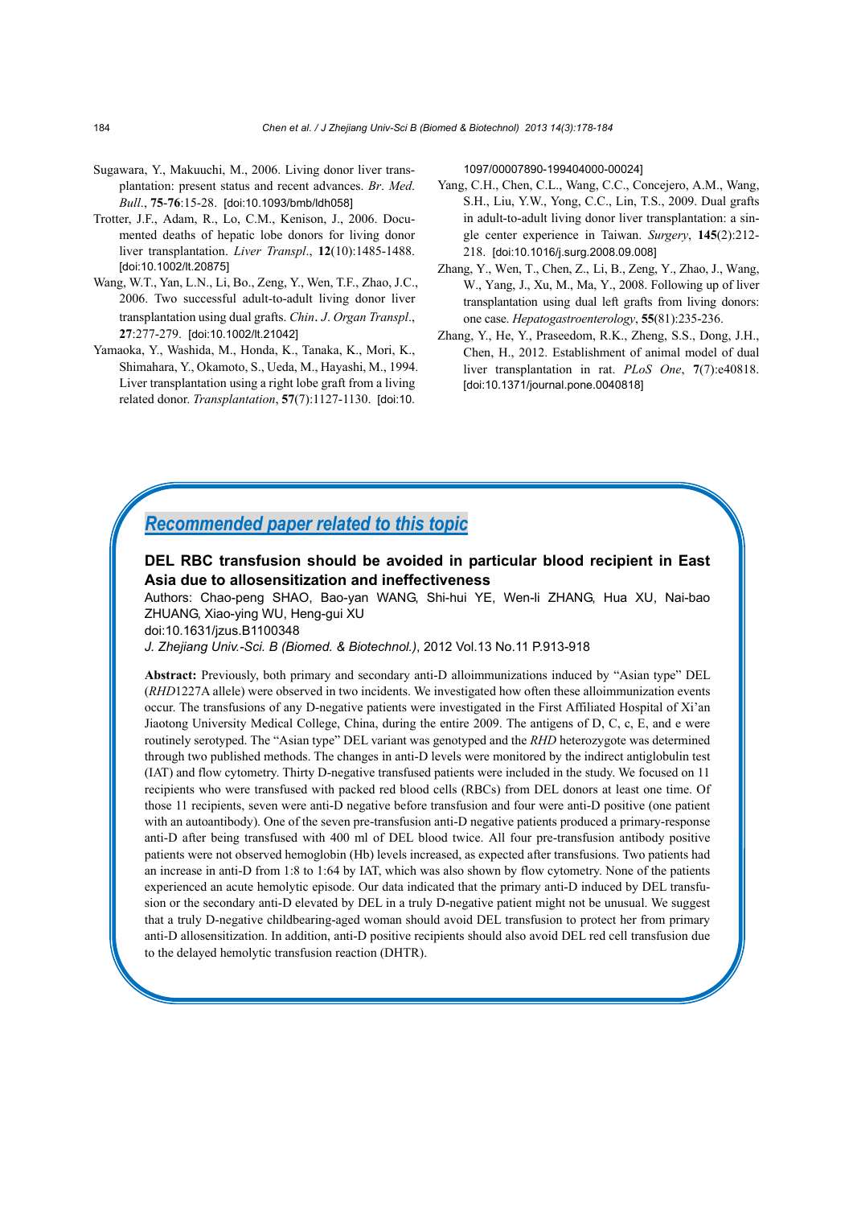Sugawara, Y., Makuuchi, M., 2006. Living donor liver transplantation: present status and recent advances. *Br. Med. Bull.*, **75-76**:15-28. [doi:10.1093/bmb/ldh058]

Trotter, J.F., Adam, R., Lo, C.M., Kenison, J., 2006. Documented deaths of hepatic lobe donors for living donor liver transplantation. *Liver Transpl.*, **12**(10):1485-1488. [doi:10.1002/lt.20875]

Wang, W.T., Yan, L.N., Li, Bo., Zeng, Y., Wen, T.F., Zhao, J.C., 2006. Two successful adult-to-adult living donor liver transplantation using dual grafts. *Chin. J. Organ Transpl.*, **27**:277-279. [doi:10.1002/lt.21042]

Yamaoka, Y., Washida, M., Honda, K., Tanaka, K., Mori, K., Shimahara, Y., Okamoto, S., Ueda, M., Hayashi, M., 1994. Liver transplantation using a right lobe graft from a living related donor. *Transplantation*, **57**(7):1127-1130. [doi:10.1097/00007890-199404000-00024]

Yang, C.H., Chen, C.L., Wang, C.C., Concejero, A.M., Wang, S.H., Liu, Y.W., Yong, C.C., Lin, T.S., 2009. Dual grafts in adult-to-adult living donor liver transplantation: a single center experience in Taiwan. *Surgery*, **145**(2):212-218. [doi:10.1016/j.surg.2008.09.008]

Zhang, Y., Wen, T., Chen, Z., Li, B., Zeng, Y., Zhao, J., Wang, W., Yang, J., Xu, M., Ma, Y., 2008. Following up of liver transplantation using dual left grafts from living donors: one case. *Hepatogastroenterology*, **55**(81):235-236.

Zhang, Y., He, Y., Praseedom, R.K., Zheng, S.S., Dong, J.H., Chen, H., 2012. Establishment of animal model of dual liver transplantation in rat. *PLoS One*, **7**(7):e40818. [doi:10.1371/journal.pone.0040818]

## *Recommended paper related to this topic*

**DEL RBC transfusion should be avoided in particular blood recipient in East Asia due to allosensitization and ineffectiveness**

Authors: Chao-peng SHAO, Bao-yan WANG, Shi-hui YE, Wen-li ZHANG, Hua XU, Nai-bao ZHUANG, Xiao-ying WU, Heng-gui XU

doi:10.1631/jzus.B1100348

*J. Zhejiang Univ.-Sci. B (Biomed. & Biotechnol.)*, 2012 Vol.13 No.11 P.913-918

**Abstract:** Previously, both primary and secondary anti-D alloimmunizations induced by "Asian type" DEL (*RHD*1227A allele) were observed in two incidents. We investigated how often these alloimmunization events occur. The transfusions of any D-negative patients were investigated in the First Affiliated Hospital of Xi'an Jiaotong University Medical College, China, during the entire 2009. The antigens of D, C, c, E, and e were routinely serotyped. The "Asian type" DEL variant was genotyped and the *RHD* heterozygote was determined through two published methods. The changes in anti-D levels were monitored by the indirect antiglobulin test (IAT) and flow cytometry. Thirty D-negative transfused patients were included in the study. We focused on 11 recipients who were transfused with packed red blood cells (RBCs) from DEL donors at least one time. Of those 11 recipients, seven were anti-D negative before transfusion and four were anti-D positive (one patient with an autoantibody). One of the seven pre-transfusion anti-D negative patients produced a primary-response anti-D after being transfused with 400 ml of DEL blood twice. All four pre-transfusion antibody positive patients were not observed hemoglobin (Hb) levels increased, as expected after transfusions. Two patients had an increase in anti-D from 1:8 to 1:64 by IAT, which was also shown by flow cytometry. None of the patients experienced an acute hemolytic episode. Our data indicated that the primary anti-D induced by DEL transfusion or the secondary anti-D elevated by DEL in a truly D-negative patient might not be unusual. We suggest that a truly D-negative childbearing-aged woman should avoid DEL transfusion to protect her from primary anti-D allosensitization. In addition, anti-D positive recipients should also avoid DEL red cell transfusion due to the delayed hemolytic transfusion reaction (DHTR).